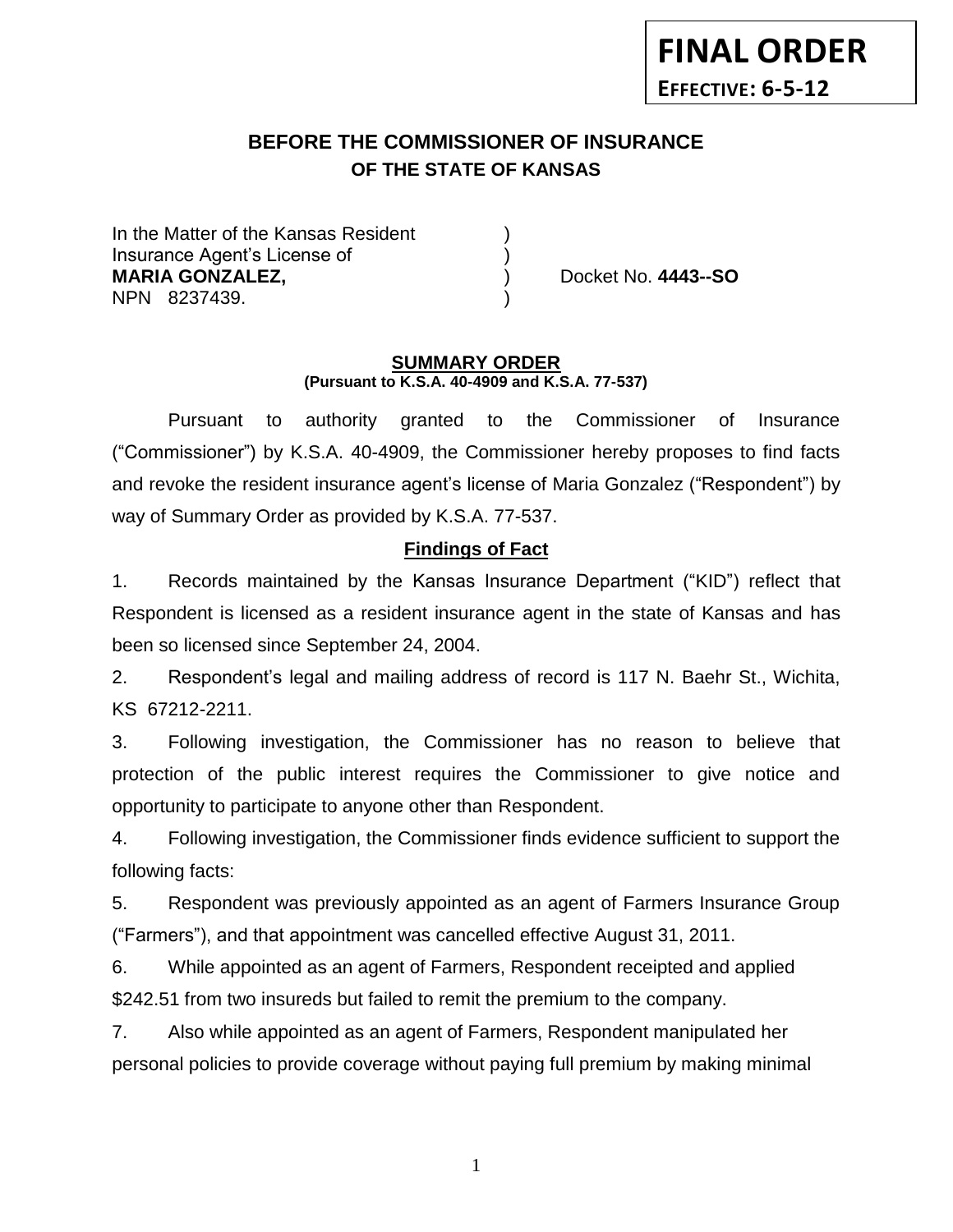**FINAL ORDER**

**EFFECTIVE: 6-5-12**

## BEFORE THE COMMISSIONER OF INSURANCE
### OF THE STATE OF KANSAS

| | | |
|---|---|---|
| In the Matter of the Kansas Resident | ) | |
| Insurance Agent's License of | ) | |
| **MARIA GONZALEZ,** | ) | Docket No. **4443--SO** |
| NPN 8237439. | ) | |

### SUMMARY ORDER
**(Pursuant to K.S.A. 40-4909 and K.S.A. 77-537)**

Pursuant to authority granted to the Commissioner of Insurance ("Commissioner") by K.S.A. 40-4909, the Commissioner hereby proposes to find facts and revoke the resident insurance agent's license of Maria Gonzalez ("Respondent") by way of Summary Order as provided by K.S.A. 77-537.

### Findings of Fact

1. Records maintained by the Kansas Insurance Department ("KID") reflect that Respondent is licensed as a resident insurance agent in the state of Kansas and has been so licensed since September 24, 2004.

2. Respondent's legal and mailing address of record is 117 N. Baehr St., Wichita, KS 67212-2211.

3. Following investigation, the Commissioner has no reason to believe that protection of the public interest requires the Commissioner to give notice and opportunity to participate to anyone other than Respondent.

4. Following investigation, the Commissioner finds evidence sufficient to support the following facts:

5. Respondent was previously appointed as an agent of Farmers Insurance Group ("Farmers"), and that appointment was cancelled effective August 31, 2011.

6. While appointed as an agent of Farmers, Respondent receipted and applied $242.51 from two insureds but failed to remit the premium to the company.

7. Also while appointed as an agent of Farmers, Respondent manipulated her personal policies to provide coverage without paying full premium by making minimal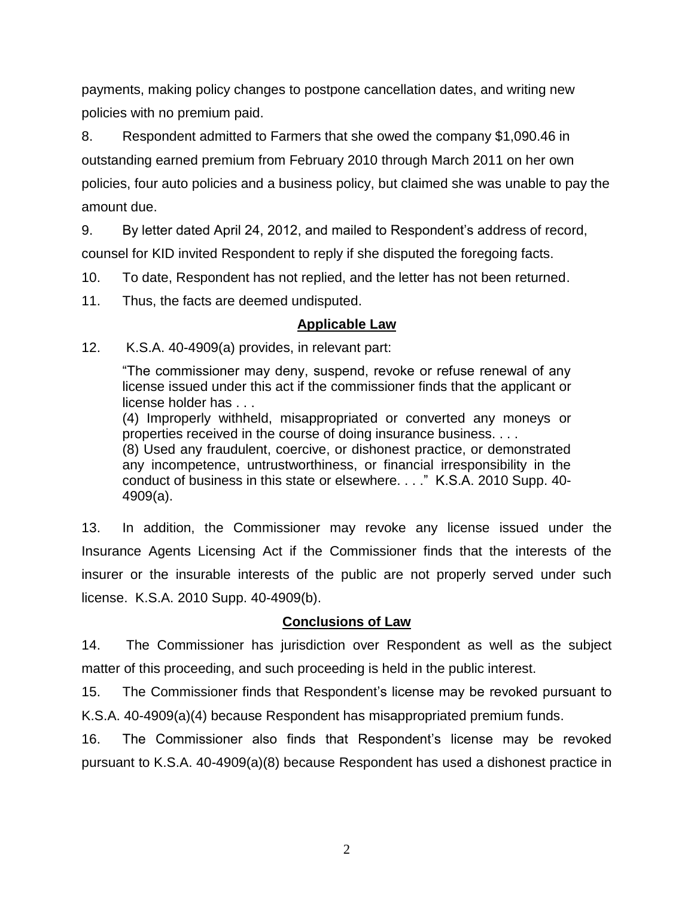payments, making policy changes to postpone cancellation dates, and writing new policies with no premium paid.

8. Respondent admitted to Farmers that she owed the company $1,090.46 in outstanding earned premium from February 2010 through March 2011 on her own policies, four auto policies and a business policy, but claimed she was unable to pay the amount due.

9. By letter dated April 24, 2012, and mailed to Respondent's address of record, counsel for KID invited Respondent to reply if she disputed the foregoing facts.

10. To date, Respondent has not replied, and the letter has not been returned.

11. Thus, the facts are deemed undisputed.

## **Applicable Law**

12. K.S.A. 40-4909(a) provides, in relevant part:

> "The commissioner may deny, suspend, revoke or refuse renewal of any license issued under this act if the commissioner finds that the applicant or license holder has . . .
> (4) Improperly withheld, misappropriated or converted any moneys or properties received in the course of doing insurance business. . . .
> (8) Used any fraudulent, coercive, or dishonest practice, or demonstrated any incompetence, untrustworthiness, or financial irresponsibility in the conduct of business in this state or elsewhere. . . ." K.S.A. 2010 Supp. 40-4909(a).

13. In addition, the Commissioner may revoke any license issued under the Insurance Agents Licensing Act if the Commissioner finds that the interests of the insurer or the insurable interests of the public are not properly served under such license. K.S.A. 2010 Supp. 40-4909(b).

## **Conclusions of Law**

14. The Commissioner has jurisdiction over Respondent as well as the subject matter of this proceeding, and such proceeding is held in the public interest.

15. The Commissioner finds that Respondent's license may be revoked pursuant to K.S.A. 40-4909(a)(4) because Respondent has misappropriated premium funds.

16. The Commissioner also finds that Respondent's license may be revoked pursuant to K.S.A. 40-4909(a)(8) because Respondent has used a dishonest practice in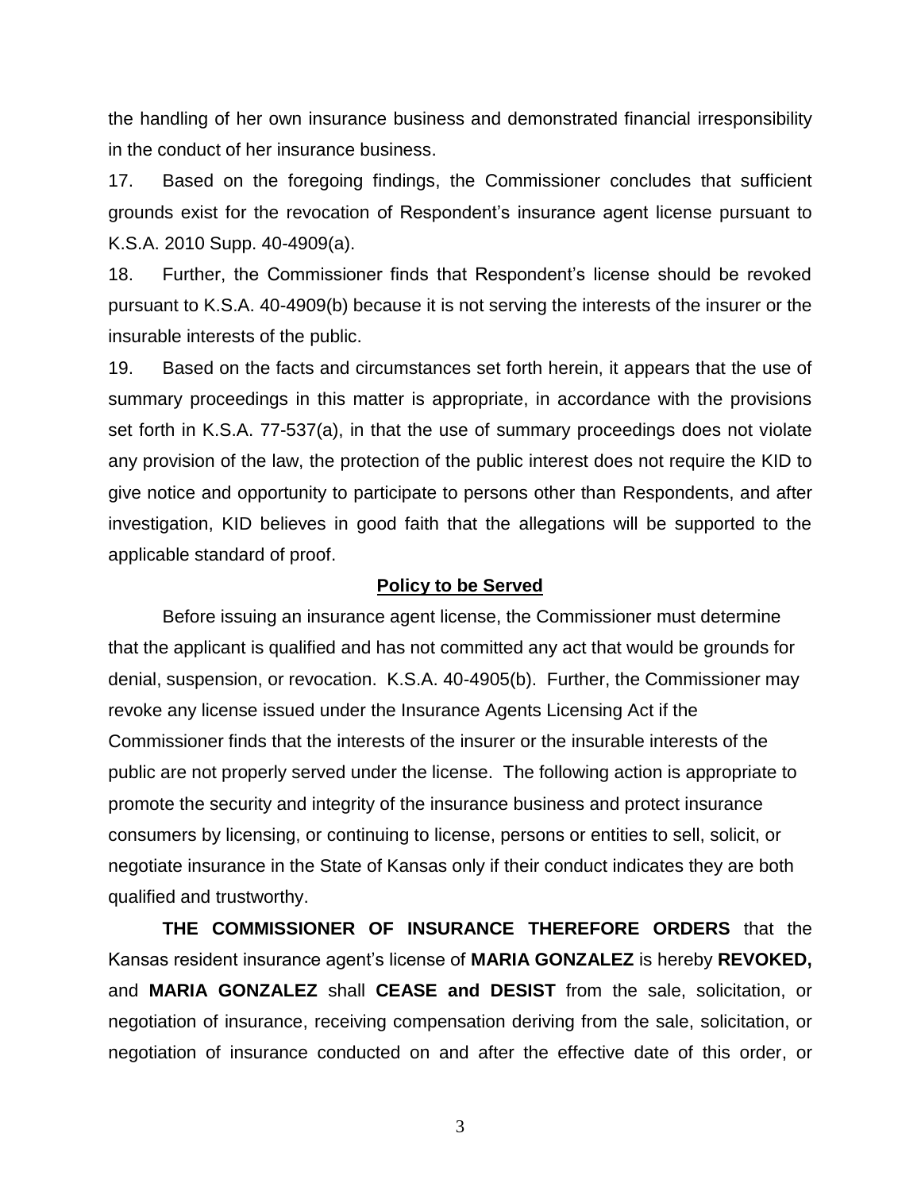the handling of her own insurance business and demonstrated financial irresponsibility in the conduct of her insurance business.

17. Based on the foregoing findings, the Commissioner concludes that sufficient grounds exist for the revocation of Respondent's insurance agent license pursuant to K.S.A. 2010 Supp. 40-4909(a).

18. Further, the Commissioner finds that Respondent's license should be revoked pursuant to K.S.A. 40-4909(b) because it is not serving the interests of the insurer or the insurable interests of the public.

19. Based on the facts and circumstances set forth herein, it appears that the use of summary proceedings in this matter is appropriate, in accordance with the provisions set forth in K.S.A. 77-537(a), in that the use of summary proceedings does not violate any provision of the law, the protection of the public interest does not require the KID to give notice and opportunity to participate to persons other than Respondents, and after investigation, KID believes in good faith that the allegations will be supported to the applicable standard of proof.

**Policy to be Served**

Before issuing an insurance agent license, the Commissioner must determine that the applicant is qualified and has not committed any act that would be grounds for denial, suspension, or revocation. K.S.A. 40-4905(b). Further, the Commissioner may revoke any license issued under the Insurance Agents Licensing Act if the Commissioner finds that the interests of the insurer or the insurable interests of the public are not properly served under the license. The following action is appropriate to promote the security and integrity of the insurance business and protect insurance consumers by licensing, or continuing to license, persons or entities to sell, solicit, or negotiate insurance in the State of Kansas only if their conduct indicates they are both qualified and trustworthy.

**THE COMMISSIONER OF INSURANCE THEREFORE ORDERS** that the Kansas resident insurance agent's license of **MARIA GONZALEZ** is hereby **REVOKED,** and **MARIA GONZALEZ** shall **CEASE and DESIST** from the sale, solicitation, or negotiation of insurance, receiving compensation deriving from the sale, solicitation, or negotiation of insurance conducted on and after the effective date of this order, or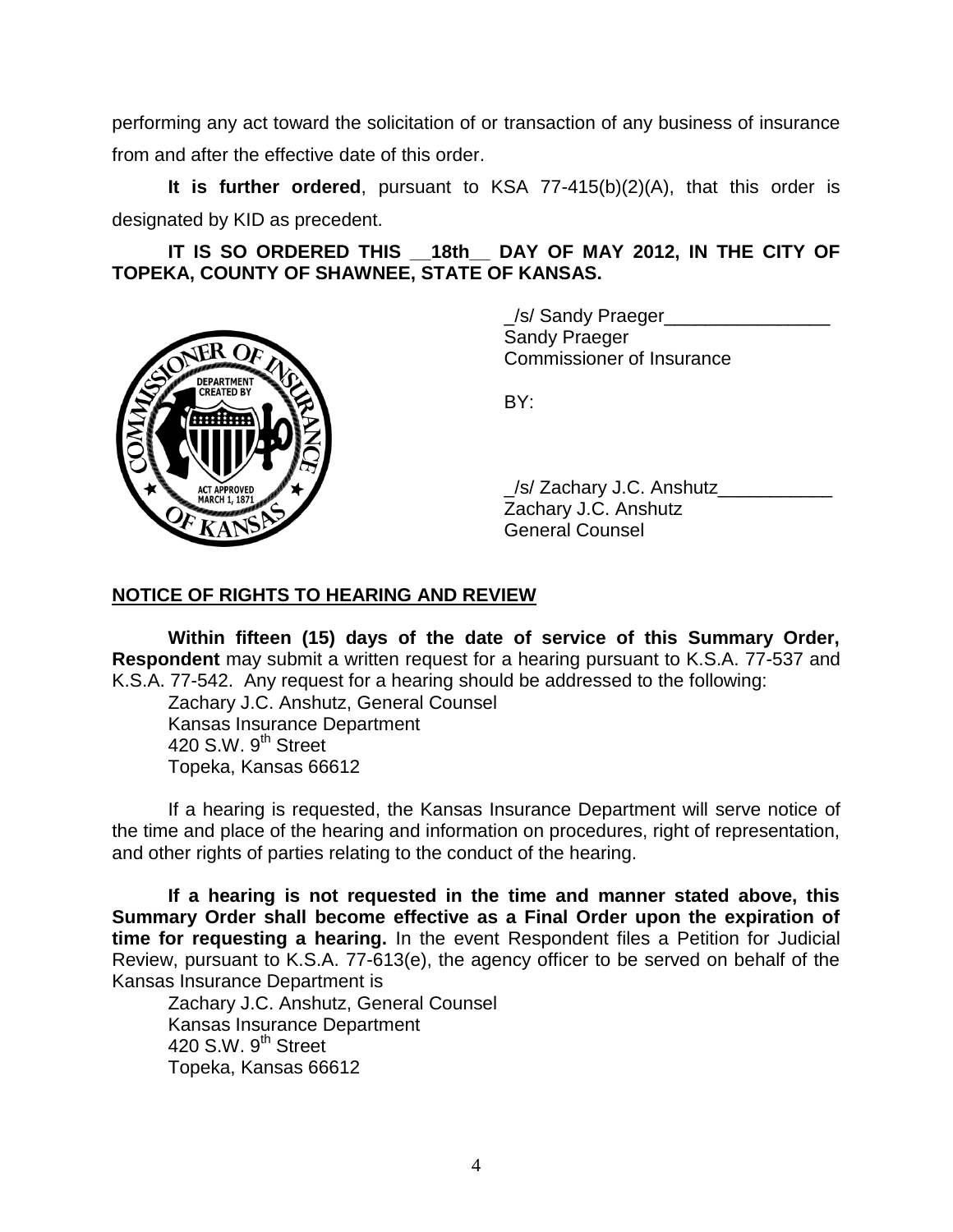performing any act toward the solicitation of or transaction of any business of insurance from and after the effective date of this order.

**It is further ordered**, pursuant to KSA 77-415(b)(2)(A), that this order is designated by KID as precedent.

**IT IS SO ORDERED THIS __18th__ DAY OF MAY 2012, IN THE CITY OF TOPEKA, COUNTY OF SHAWNEE, STATE OF KANSAS.**

_/s/ Sandy Praeger________________
Sandy Praeger
Commissioner of Insurance

BY:

_/s/ Zachary J.C. Anshutz___________
Zachary J.C. Anshutz
General Counsel

**NOTICE OF RIGHTS TO HEARING AND REVIEW**

**Within fifteen (15) days of the date of service of this Summary Order, Respondent** may submit a written request for a hearing pursuant to K.S.A. 77-537 and K.S.A. 77-542. Any request for a hearing should be addressed to the following:

Zachary J.C. Anshutz, General Counsel
Kansas Insurance Department
420 S.W. 9th Street
Topeka, Kansas 66612

If a hearing is requested, the Kansas Insurance Department will serve notice of the time and place of the hearing and information on procedures, right of representation, and other rights of parties relating to the conduct of the hearing.

**If a hearing is not requested in the time and manner stated above, this Summary Order shall become effective as a Final Order upon the expiration of time for requesting a hearing.** In the event Respondent files a Petition for Judicial Review, pursuant to K.S.A. 77-613(e), the agency officer to be served on behalf of the Kansas Insurance Department is

Zachary J.C. Anshutz, General Counsel
Kansas Insurance Department
420 S.W. 9th Street
Topeka, Kansas 66612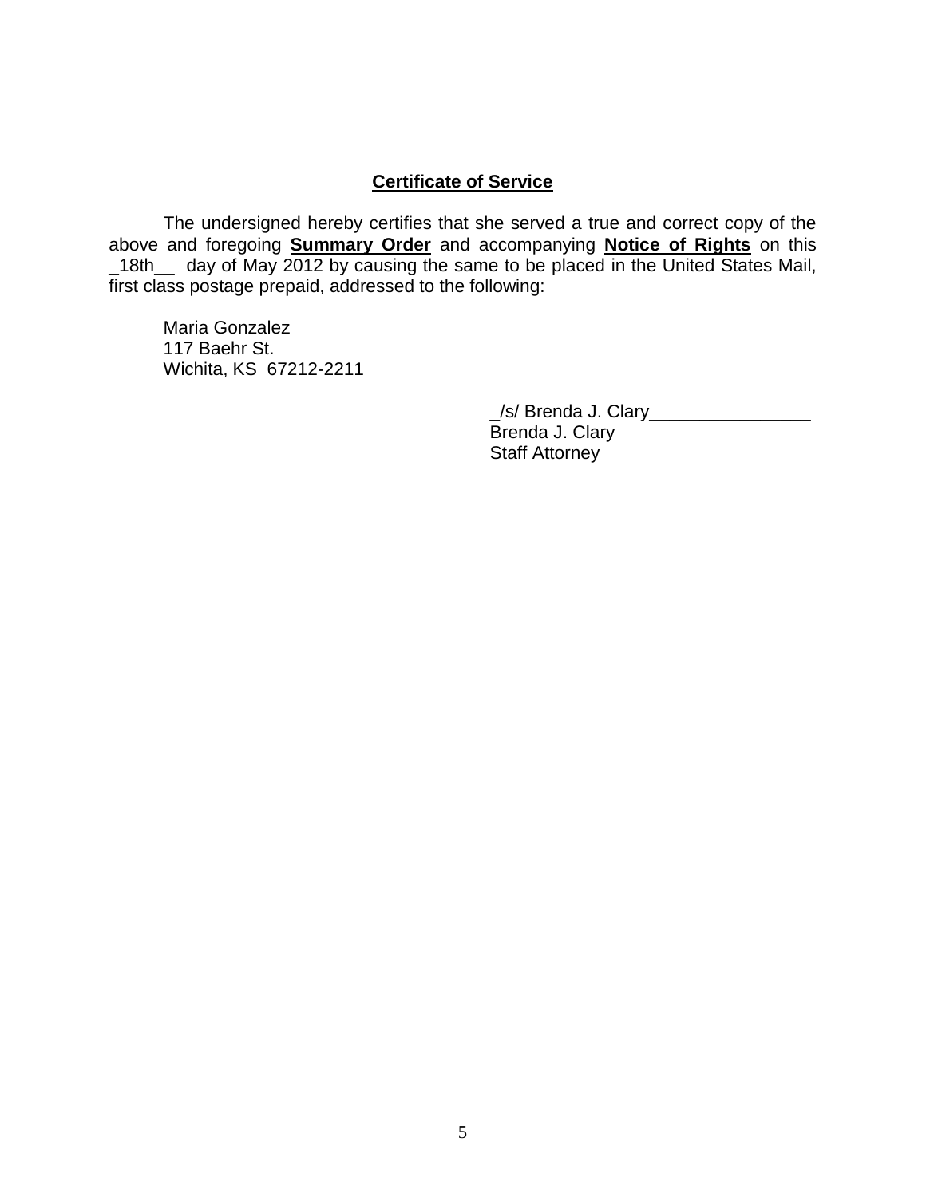**Certificate of Service**

The undersigned hereby certifies that she served a true and correct copy of the above and foregoing **Summary Order** and accompanying **Notice of Rights** on this _18th__ day of May 2012 by causing the same to be placed in the United States Mail, first class postage prepaid, addressed to the following:

Maria Gonzalez
117 Baehr St.
Wichita, KS 67212-2211

_/s/ Brenda J. Clary________________
Brenda J. Clary
Staff Attorney